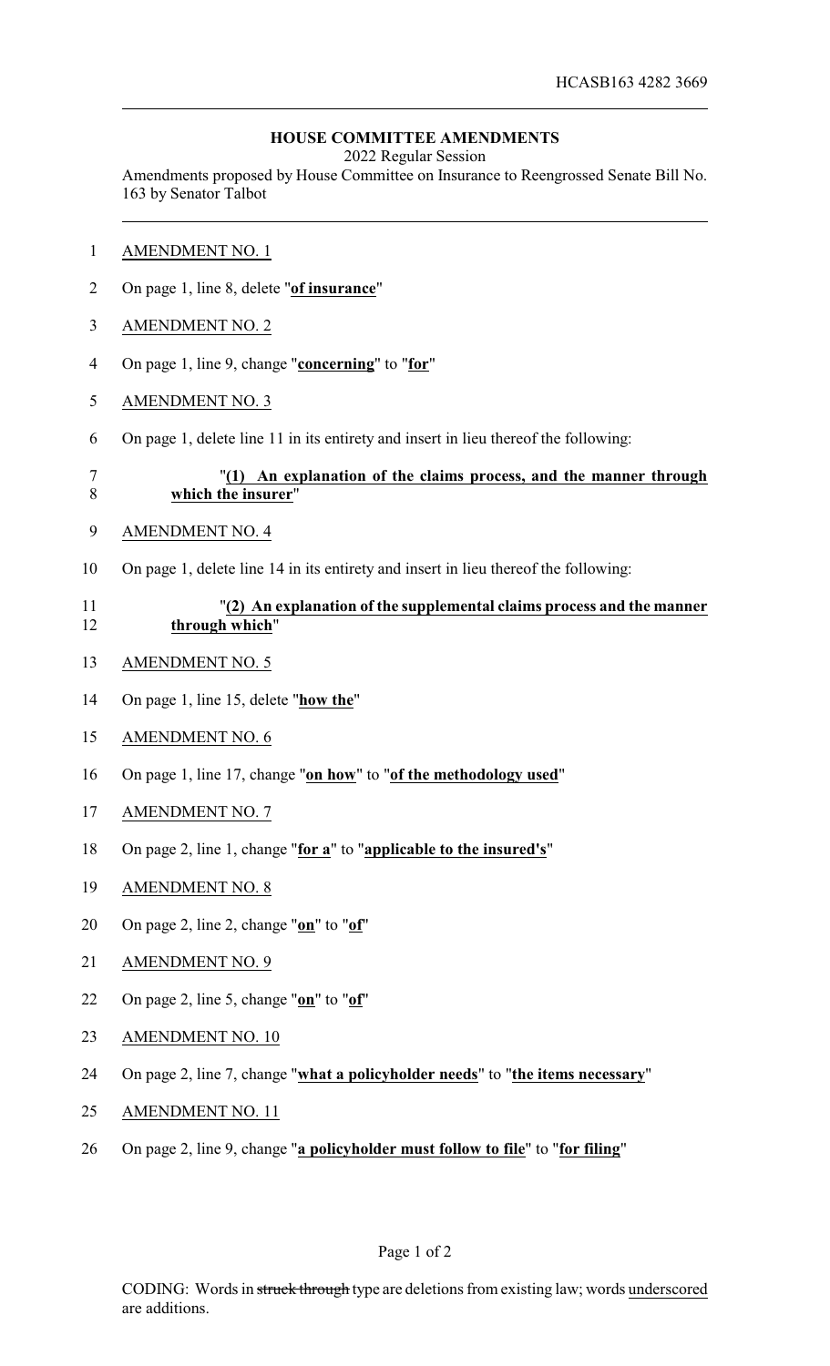HCASB163 4282 3669

## HOUSE COMMITTEE AMENDMENTS

2022 Regular Session

Amendments proposed by House Committee on Insurance to Reengrossed Senate Bill No. 163 by Senator Talbot

1 AMENDMENT NO. 1

2 On page 1, line 8, delete "**of insurance**"

3 AMENDMENT NO. 2

4 On page 1, line 9, change "**concerning**" to "**for**"

5 AMENDMENT NO. 3

6 On page 1, delete line 11 in its entirety and insert in lieu thereof the following:

7 "**(1) An explanation of the claims process, and the manner through**
8 **which the insurer**"

9 AMENDMENT NO. 4

10 On page 1, delete line 14 in its entirety and insert in lieu thereof the following:

11 "**(2) An explanation of the supplemental claims process and the manner**
12 **through which**"

13 AMENDMENT NO. 5

14 On page 1, line 15, delete "**how the**"

15 AMENDMENT NO. 6

16 On page 1, line 17, change "**on how**" to "**of the methodology used**"

17 AMENDMENT NO. 7

18 On page 2, line 1, change "**for a**" to "**applicable to the insured's**"

19 AMENDMENT NO. 8

20 On page 2, line 2, change "**on**" to "**of**"

21 AMENDMENT NO. 9

22 On page 2, line 5, change "**on**" to "**of**"

23 AMENDMENT NO. 10

24 On page 2, line 7, change "**what a policyholder needs**" to "**the items necessary**"

25 AMENDMENT NO. 11

26 On page 2, line 9, change "**a policyholder must follow to file**" to "**for filing**"

CODING: Words in struck through type are deletions from existing law; words underscored are additions.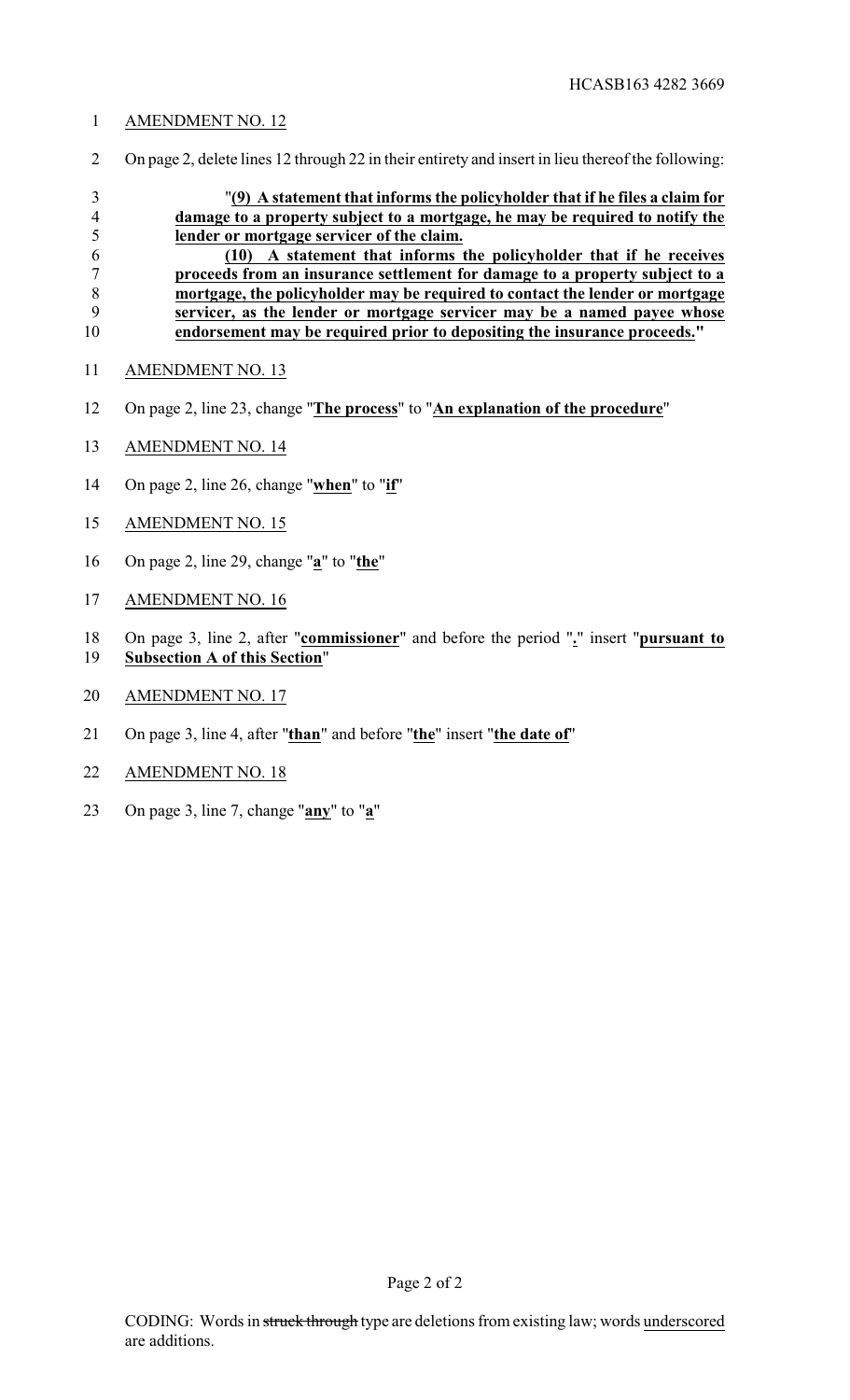AMENDMENT NO. 12

On page 2, delete lines 12 through 22 in their entirety and insert in lieu thereof the following:

"**(9) A statement that informs the policyholder that if he files a claim for damage to a property subject to a mortgage, he may be required to notify the lender or mortgage servicer of the claim.**

**(10) A statement that informs the policyholder that if he receives proceeds from an insurance settlement for damage to a property subject to a mortgage, the policyholder may be required to contact the lender or mortgage servicer, as the lender or mortgage servicer may be a named payee whose endorsement may be required prior to depositing the insurance proceeds.**"

AMENDMENT NO. 13

On page 2, line 23, change "**The process**" to "**An explanation of the procedure**"

AMENDMENT NO. 14

On page 2, line 26, change "**when**" to "**if**"

AMENDMENT NO. 15

On page 2, line 29, change "**a**" to "**the**"

AMENDMENT NO. 16

On page 3, line 2, after "**commissioner**" and before the period "**.**" insert "**pursuant to Subsection A of this Section**"

AMENDMENT NO. 17

On page 3, line 4, after "**than**" and before "**the**" insert "**the date of**"

AMENDMENT NO. 18

On page 3, line 7, change "**any**" to "**a**"

CODING: Words in ~~struck through~~ type are deletions from existing law; words underscored are additions.